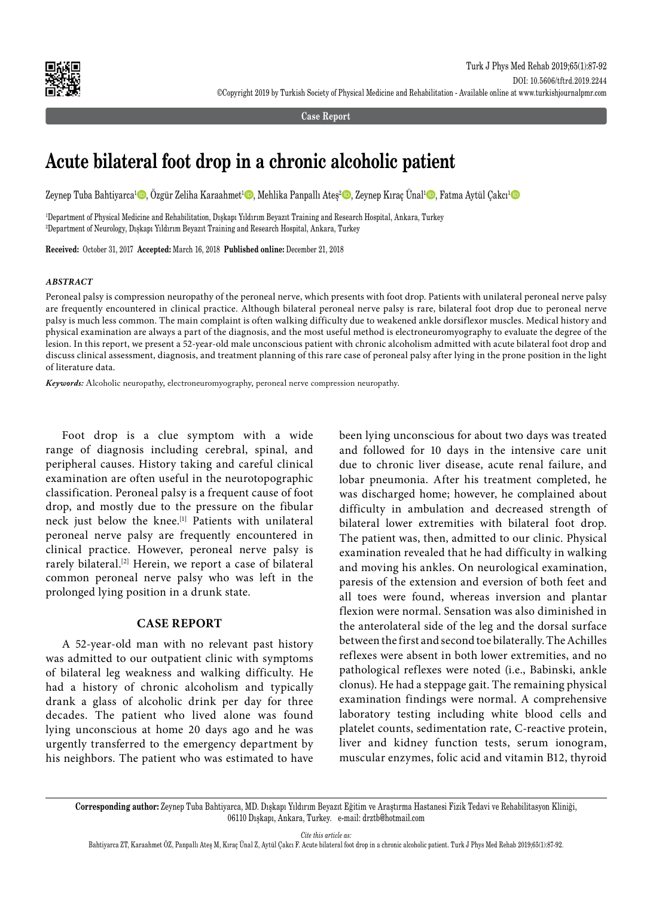Case Report

# Acute bilateral foot drop in a chronic alcoholic patient

Zeynep Tuba Bahtiyarca[1], Özgür Zeliha Karaahmet[1], Mehlika Panpallı Ateş[2], Zeynep Kıraç Ünal[1], Fatma Aytül Çakcı[1]

[1]Department of Physical Medicine and Rehabilitation, Dışkapı Yıldırım Beyazıt Training and Research Hospital, Ankara, Turkey
[2]Department of Neurology, Dışkapı Yıldırım Beyazıt Training and Research Hospital, Ankara, Turkey

**Received:** October 31, 2017 **Accepted:** March 16, 2018 **Published online:** December 21, 2018

### *ABSTRACT*

Peroneal palsy is compression neuropathy of the peroneal nerve, which presents with foot drop. Patients with unilateral peroneal nerve palsy are frequently encountered in clinical practice. Although bilateral peroneal nerve palsy is rare, bilateral foot drop due to peroneal nerve palsy is much less common. The main complaint is often walking difficulty due to weakened ankle dorsiflexor muscles. Medical history and physical examination are always a part of the diagnosis, and the most useful method is electroneuromyography to evaluate the degree of the lesion. In this report, we present a 52-year-old male unconscious patient with chronic alcoholism admitted with acute bilateral foot drop and discuss clinical assessment, diagnosis, and treatment planning of this rare case of peroneal palsy after lying in the prone position in the light of literature data.

***Keywords:*** Alcoholic neuropathy, electroneuromyography, peroneal nerve compression neuropathy.

Foot drop is a clue symptom with a wide range of diagnosis including cerebral, spinal, and peripheral causes. History taking and careful clinical examination are often useful in the neurotopographic classification. Peroneal palsy is a frequent cause of foot drop, and mostly due to the pressure on the fibular neck just below the knee.[1] Patients with unilateral peroneal nerve palsy are frequently encountered in clinical practice. However, peroneal nerve palsy is rarely bilateral.[2] Herein, we report a case of bilateral common peroneal nerve palsy who was left in the prolonged lying position in a drunk state.

## CASE REPORT

A 52-year-old man with no relevant past history was admitted to our outpatient clinic with symptoms of bilateral leg weakness and walking difficulty. He had a history of chronic alcoholism and typically drank a glass of alcoholic drink per day for three decades. The patient who lived alone was found lying unconscious at home 20 days ago and he was urgently transferred to the emergency department by his neighbors. The patient who was estimated to have been lying unconscious for about two days was treated and followed for 10 days in the intensive care unit due to chronic liver disease, acute renal failure, and lobar pneumonia. After his treatment completed, he was discharged home; however, he complained about difficulty in ambulation and decreased strength of bilateral lower extremities with bilateral foot drop. The patient was, then, admitted to our clinic. Physical examination revealed that he had difficulty in walking and moving his ankles. On neurological examination, paresis of the extension and eversion of both feet and all toes were found, whereas inversion and plantar flexion were normal. Sensation was also diminished in the anterolateral side of the leg and the dorsal surface between the first and second toe bilaterally. The Achilles reflexes were absent in both lower extremities, and no pathological reflexes were noted (i.e., Babinski, ankle clonus). He had a steppage gait. The remaining physical examination findings were normal. A comprehensive laboratory testing including white blood cells and platelet counts, sedimentation rate, C-reactive protein, liver and kidney function tests, serum ionogram, muscular enzymes, folic acid and vitamin B12, thyroid

**Corresponding author:** Zeynep Tuba Bahtiyarca, MD. Dışkapı Yıldırım Beyazıt Eğitim ve Araştırma Hastanesi Fizik Tedavi ve Rehabilitasyon Kliniği, 06110 Dışkapı, Ankara, Turkey. e-mail: drztb@hotmail.com

*Cite this article as:*
Bahtiyarca ZT, Karaahmet ÖZ, Panpallı Ateş M, Kıraç Ünal Z, Aytül Çakcı F. Acute bilateral foot drop in a chronic alcoholic patient. Turk J Phys Med Rehab 2019;65(1):87-92.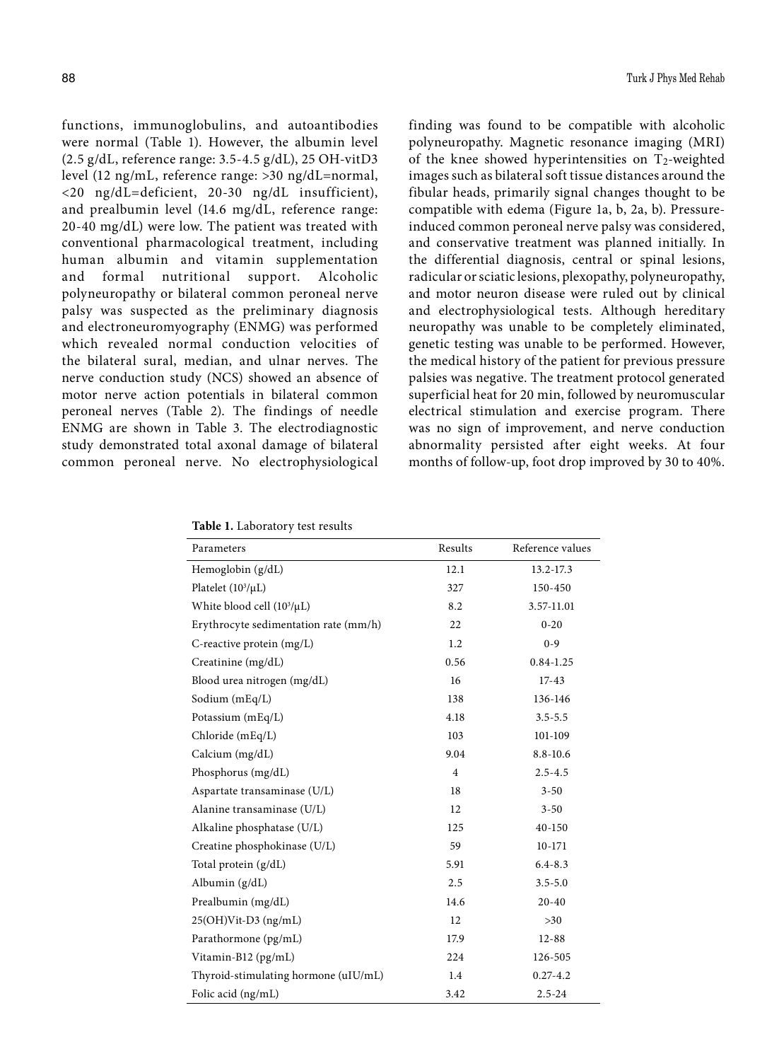functions, immunoglobulins, and autoantibodies were normal (Table 1). However, the albumin level (2.5 g/dL, reference range: 3.5-4.5 g/dL), 25 OH-vitD3 level (12 ng/mL, reference range: >30 ng/dL=normal, <20 ng/dL=deficient, 20-30 ng/dL insufficient), and prealbumin level (14.6 mg/dL, reference range: 20-40 mg/dL) were low. The patient was treated with conventional pharmacological treatment, including human albumin and vitamin supplementation and formal nutritional support. Alcoholic polyneuropathy or bilateral common peroneal nerve palsy was suspected as the preliminary diagnosis and electroneuromyography (ENMG) was performed which revealed normal conduction velocities of the bilateral sural, median, and ulnar nerves. The nerve conduction study (NCS) showed an absence of motor nerve action potentials in bilateral common peroneal nerves (Table 2). The findings of needle ENMG are shown in Table 3. The electrodiagnostic study demonstrated total axonal damage of bilateral common peroneal nerve. No electrophysiological finding was found to be compatible with alcoholic polyneuropathy. Magnetic resonance imaging (MRI) of the knee showed hyperintensities on $T_2$-weighted images such as bilateral soft tissue distances around the fibular heads, primarily signal changes thought to be compatible with edema (Figure 1a, b, 2a, b). Pressure-induced common peroneal nerve palsy was considered, and conservative treatment was planned initially. In the differential diagnosis, central or spinal lesions, radicular or sciatic lesions, plexopathy, polyneuropathy, and motor neuron disease were ruled out by clinical and electrophysiological tests. Although hereditary neuropathy was unable to be completely eliminated, genetic testing was unable to be performed. However, the medical history of the patient for previous pressure palsies was negative. The treatment protocol generated superficial heat for 20 min, followed by neuromuscular electrical stimulation and exercise program. There was no sign of improvement, and nerve conduction abnormality persisted after eight weeks. At four months of follow-up, foot drop improved by 30 to 40%.

**Table 1.** Laboratory test results

| Parameters | Results | Reference values |
|---|---|---|
| Hemoglobin (g/dL) | 12.1 | 13.2-17.3 |
| Platelet ($10^3$/μL) | 327 | 150-450 |
| White blood cell ($10^3$/μL) | 8.2 | 3.57-11.01 |
| Erythrocyte sedimentation rate (mm/h) | 22 | 0-20 |
| C-reactive protein (mg/L) | 1.2 | 0-9 |
| Creatinine (mg/dL) | 0.56 | 0.84-1.25 |
| Blood urea nitrogen (mg/dL) | 16 | 17-43 |
| Sodium (mEq/L) | 138 | 136-146 |
| Potassium (mEq/L) | 4.18 | 3.5-5.5 |
| Chloride (mEq/L) | 103 | 101-109 |
| Calcium (mg/dL) | 9.04 | 8.8-10.6 |
| Phosphorus (mg/dL) | 4 | 2.5-4.5 |
| Aspartate transaminase (U/L) | 18 | 3-50 |
| Alanine transaminase (U/L) | 12 | 3-50 |
| Alkaline phosphatase (U/L) | 125 | 40-150 |
| Creatine phosphokinase (U/L) | 59 | 10-171 |
| Total protein (g/dL) | 5.91 | 6.4-8.3 |
| Albumin (g/dL) | 2.5 | 3.5-5.0 |
| Prealbumin (mg/dL) | 14.6 | 20-40 |
| 25(OH)Vit-D3 (ng/mL) | 12 | >30 |
| Parathormone (pg/mL) | 17.9 | 12-88 |
| Vitamin-B12 (pg/mL) | 224 | 126-505 |
| Thyroid-stimulating hormone (uIU/mL) | 1.4 | 0.27-4.2 |
| Folic acid (ng/mL) | 3.42 | 2.5-24 |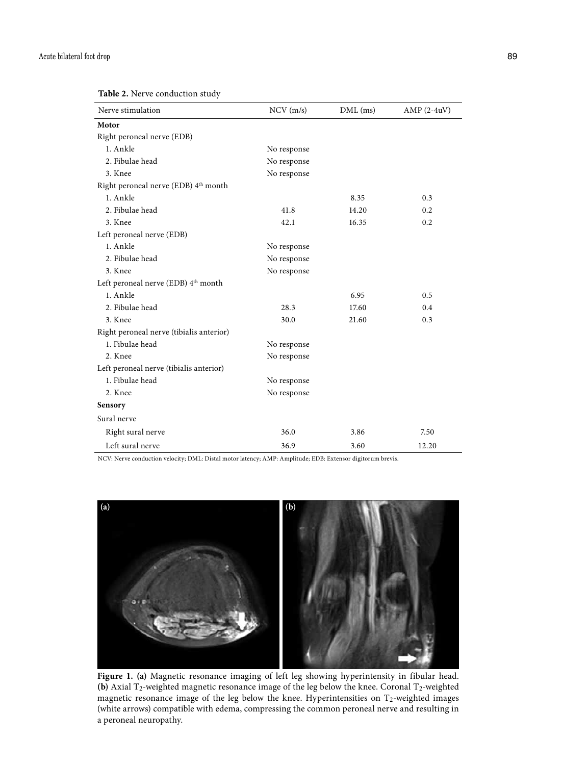**Table 2.** Nerve conduction study

| Nerve stimulation | NCV (m/s) | DML (ms) | AMP (2-4uV) |
|---|---|---|---|
| **Motor** | | | |
| Right peroneal nerve (EDB) | | | |
| 1. Ankle | No response | | |
| 2. Fibulae head | No response | | |
| 3. Knee | No response | | |
| Right peroneal nerve (EDB) 4th month | | | |
| 1. Ankle | | 8.35 | 0.3 |
| 2. Fibulae head | 41.8 | 14.20 | 0.2 |
| 3. Knee | 42.1 | 16.35 | 0.2 |
| Left peroneal nerve (EDB) | | | |
| 1. Ankle | No response | | |
| 2. Fibulae head | No response | | |
| 3. Knee | No response | | |
| Left peroneal nerve (EDB) 4th month | | | |
| 1. Ankle | | 6.95 | 0.5 |
| 2. Fibulae head | 28.3 | 17.60 | 0.4 |
| 3. Knee | 30.0 | 21.60 | 0.3 |
| Right peroneal nerve (tibialis anterior) | | | |
| 1. Fibulae head | No response | | |
| 2. Knee | No response | | |
| Left peroneal nerve (tibialis anterior) | | | |
| 1. Fibulae head | No response | | |
| 2. Knee | No response | | |
| **Sensory** | | | |
| Sural nerve | | | |
| Right sural nerve | 36.0 | 3.86 | 7.50 |
| Left sural nerve | 36.9 | 3.60 | 12.20 |

NCV: Nerve conduction velocity; DML: Distal motor latency; AMP: Amplitude; EDB: Extensor digitorum brevis.

**Figure 1. (a)** Magnetic resonance imaging of left leg showing hyperintensity in fibular head. **(b)** Axial $T_2$-weighted magnetic resonance image of the leg below the knee. Coronal $T_2$-weighted magnetic resonance image of the leg below the knee. Hyperintensities on $T_2$-weighted images (white arrows) compatible with edema, compressing the common peroneal nerve and resulting in a peroneal neuropathy.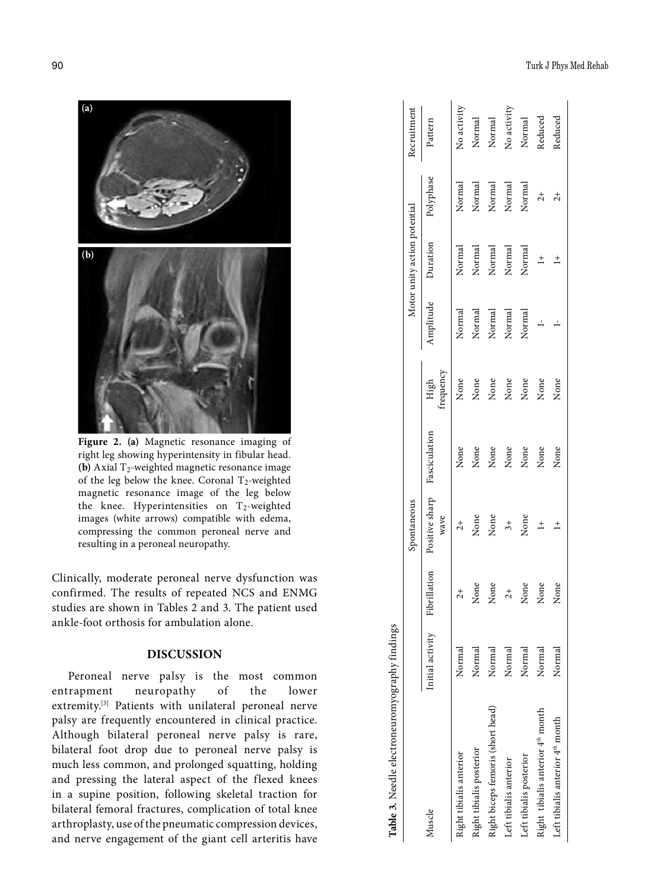**Figure 2. (a)** Magnetic resonance imaging of right leg showing hyperintensity in fibular head. **(b)** Axial $T_2$-weighted magnetic resonance image of the leg below the knee. Coronal $T_2$-weighted magnetic resonance image of the leg below the knee. Hyperintensities on $T_2$-weighted images (white arrows) compatible with edema, compressing the common peroneal nerve and resulting in a peroneal neuropathy.

Clinically, moderate peroneal nerve dysfunction was confirmed. The results of repeated NCS and ENMG studies are shown in Tables 2 and 3. The patient used ankle-foot orthosis for ambulation alone.

## DISCUSSION

Peroneal nerve palsy is the most common entrapment neuropathy of the lower extremity.[3] Patients with unilateral peroneal nerve palsy are frequently encountered in clinical practice. Although bilateral peroneal nerve palsy is rare, bilateral foot drop due to peroneal nerve palsy is much less common, and prolonged squatting, holding and pressing the lateral aspect of the flexed knees in a supine position, following skeletal traction for bilateral femoral fractures, complication of total knee arthroplasty, use of the pneumatic compression devices, and nerve engagement of the giant cell arteritis have

**Table 3.** Needle electroneuromyography findings

| Muscle | Initial activity | Spontaneous | | | | Motor unity action potential | | | Recruitment |
|---|---|---|---|---|---|---|---|---|---|
| | | Fibrillation | Positive sharp wave | Fasciculation | High frequency | Amplitude | Duration | Polyphase | Pattern |
| Right tibialis anterior | Normal | 2+ | 2+ | None | None | Normal | Normal | Normal | No activity |
| Right tibialis posterior | Normal | None | None | None | None | Normal | Normal | Normal | Normal |
| Right biceps femoris (short head) | Normal | None | None | None | None | Normal | Normal | Normal | Normal |
| Left tibialis anterior | Normal | 2+ | 3+ | None | None | Normal | Normal | Normal | No activity |
| Left tibialis posterior | Normal | None | None | None | None | Normal | Normal | Normal | Normal |
| Right tibialis anterior 4th month | Normal | None | 1+ | None | None | 1- | 1+ | 2+ | Reduced |
| Left tibialis anterior 4th month | Normal | None | 1+ | None | None | 1- | 1+ | 2+ | Reduced |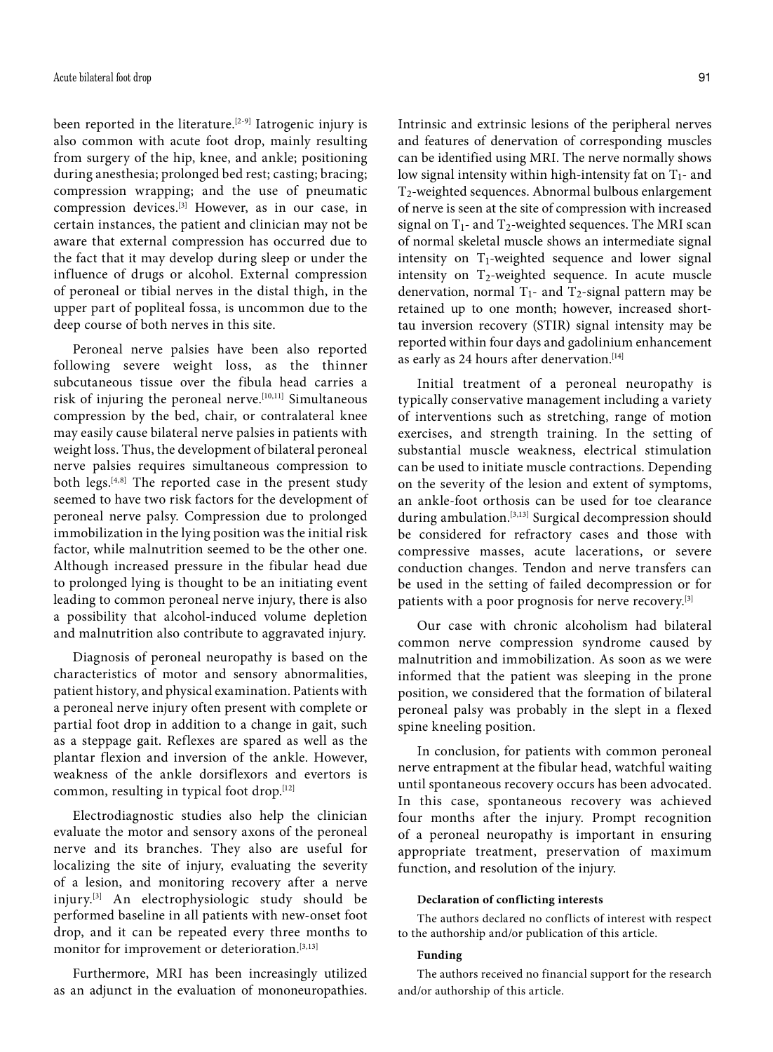been reported in the literature.[2-9] Iatrogenic injury is also common with acute foot drop, mainly resulting from surgery of the hip, knee, and ankle; positioning during anesthesia; prolonged bed rest; casting; bracing; compression wrapping; and the use of pneumatic compression devices.[3] However, as in our case, in certain instances, the patient and clinician may not be aware that external compression has occurred due to the fact that it may develop during sleep or under the influence of drugs or alcohol. External compression of peroneal or tibial nerves in the distal thigh, in the upper part of popliteal fossa, is uncommon due to the deep course of both nerves in this site.

Peroneal nerve palsies have been also reported following severe weight loss, as the thinner subcutaneous tissue over the fibula head carries a risk of injuring the peroneal nerve.[10,11] Simultaneous compression by the bed, chair, or contralateral knee may easily cause bilateral nerve palsies in patients with weight loss. Thus, the development of bilateral peroneal nerve palsies requires simultaneous compression to both legs.[4,8] The reported case in the present study seemed to have two risk factors for the development of peroneal nerve palsy. Compression due to prolonged immobilization in the lying position was the initial risk factor, while malnutrition seemed to be the other one. Although increased pressure in the fibular head due to prolonged lying is thought to be an initiating event leading to common peroneal nerve injury, there is also a possibility that alcohol-induced volume depletion and malnutrition also contribute to aggravated injury.

Diagnosis of peroneal neuropathy is based on the characteristics of motor and sensory abnormalities, patient history, and physical examination. Patients with a peroneal nerve injury often present with complete or partial foot drop in addition to a change in gait, such as a steppage gait. Reflexes are spared as well as the plantar flexion and inversion of the ankle. However, weakness of the ankle dorsiflexors and evertors is common, resulting in typical foot drop.[12]

Electrodiagnostic studies also help the clinician evaluate the motor and sensory axons of the peroneal nerve and its branches. They also are useful for localizing the site of injury, evaluating the severity of a lesion, and monitoring recovery after a nerve injury.[3] An electrophysiologic study should be performed baseline in all patients with new-onset foot drop, and it can be repeated every three months to monitor for improvement or deterioration.[3,13]

Furthermore, MRI has been increasingly utilized as an adjunct in the evaluation of mononeuropathies. Intrinsic and extrinsic lesions of the peripheral nerves and features of denervation of corresponding muscles can be identified using MRI. The nerve normally shows low signal intensity within high-intensity fat on $T_1$- and $T_2$-weighted sequences. Abnormal bulbous enlargement of nerve is seen at the site of compression with increased signal on $T_1$- and $T_2$-weighted sequences. The MRI scan of normal skeletal muscle shows an intermediate signal intensity on $T_1$-weighted sequence and lower signal intensity on $T_2$-weighted sequence. In acute muscle denervation, normal $T_1$- and $T_2$-signal pattern may be retained up to one month; however, increased short-tau inversion recovery (STIR) signal intensity may be reported within four days and gadolinium enhancement as early as 24 hours after denervation.[14]

Initial treatment of a peroneal neuropathy is typically conservative management including a variety of interventions such as stretching, range of motion exercises, and strength training. In the setting of substantial muscle weakness, electrical stimulation can be used to initiate muscle contractions. Depending on the severity of the lesion and extent of symptoms, an ankle-foot orthosis can be used for toe clearance during ambulation.[3,13] Surgical decompression should be considered for refractory cases and those with compressive masses, acute lacerations, or severe conduction changes. Tendon and nerve transfers can be used in the setting of failed decompression or for patients with a poor prognosis for nerve recovery.[3]

Our case with chronic alcoholism had bilateral common nerve compression syndrome caused by malnutrition and immobilization. As soon as we were informed that the patient was sleeping in the prone position, we considered that the formation of bilateral peroneal palsy was probably in the slept in a flexed spine kneeling position.

In conclusion, for patients with common peroneal nerve entrapment at the fibular head, watchful waiting until spontaneous recovery occurs has been advocated. In this case, spontaneous recovery was achieved four months after the injury. Prompt recognition of a peroneal neuropathy is important in ensuring appropriate treatment, preservation of maximum function, and resolution of the injury.

#### Declaration of conflicting interests

The authors declared no conflicts of interest with respect to the authorship and/or publication of this article.

#### Funding

The authors received no financial support for the research and/or authorship of this article.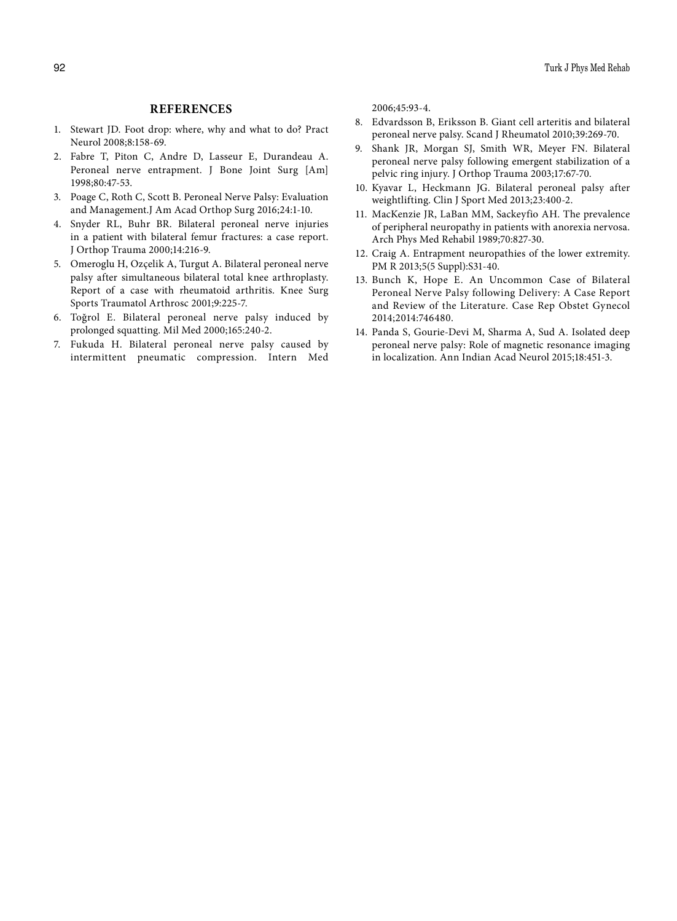## REFERENCES

1. Stewart JD. Foot drop: where, why and what to do? Pract Neurol 2008;8:158-69.
2. Fabre T, Piton C, Andre D, Lasseur E, Durandeau A. Peroneal nerve entrapment. J Bone Joint Surg [Am] 1998;80:47-53.
3. Poage C, Roth C, Scott B. Peroneal Nerve Palsy: Evaluation and Management.J Am Acad Orthop Surg 2016;24:1-10.
4. Snyder RL, Buhr BR. Bilateral peroneal nerve injuries in a patient with bilateral femur fractures: a case report. J Orthop Trauma 2000;14:216-9.
5. Omeroglu H, Ozçelik A, Turgut A. Bilateral peroneal nerve palsy after simultaneous bilateral total knee arthroplasty. Report of a case with rheumatoid arthritis. Knee Surg Sports Traumatol Arthrosc 2001;9:225-7.
6. Toğrol E. Bilateral peroneal nerve palsy induced by prolonged squatting. Mil Med 2000;165:240-2.
7. Fukuda H. Bilateral peroneal nerve palsy caused by intermittent pneumatic compression. Intern Med 2006;45:93-4.
8. Edvardsson B, Eriksson B. Giant cell arteritis and bilateral peroneal nerve palsy. Scand J Rheumatol 2010;39:269-70.
9. Shank JR, Morgan SJ, Smith WR, Meyer FN. Bilateral peroneal nerve palsy following emergent stabilization of a pelvic ring injury. J Orthop Trauma 2003;17:67-70.
10. Kyavar L, Heckmann JG. Bilateral peroneal palsy after weightlifting. Clin J Sport Med 2013;23:400-2.
11. MacKenzie JR, LaBan MM, Sackeyfio AH. The prevalence of peripheral neuropathy in patients with anorexia nervosa. Arch Phys Med Rehabil 1989;70:827-30.
12. Craig A. Entrapment neuropathies of the lower extremity. PM R 2013;5(5 Suppl):S31-40.
13. Bunch K, Hope E. An Uncommon Case of Bilateral Peroneal Nerve Palsy following Delivery: A Case Report and Review of the Literature. Case Rep Obstet Gynecol 2014;2014:746480.
14. Panda S, Gourie-Devi M, Sharma A, Sud A. Isolated deep peroneal nerve palsy: Role of magnetic resonance imaging in localization. Ann Indian Acad Neurol 2015;18:451-3.